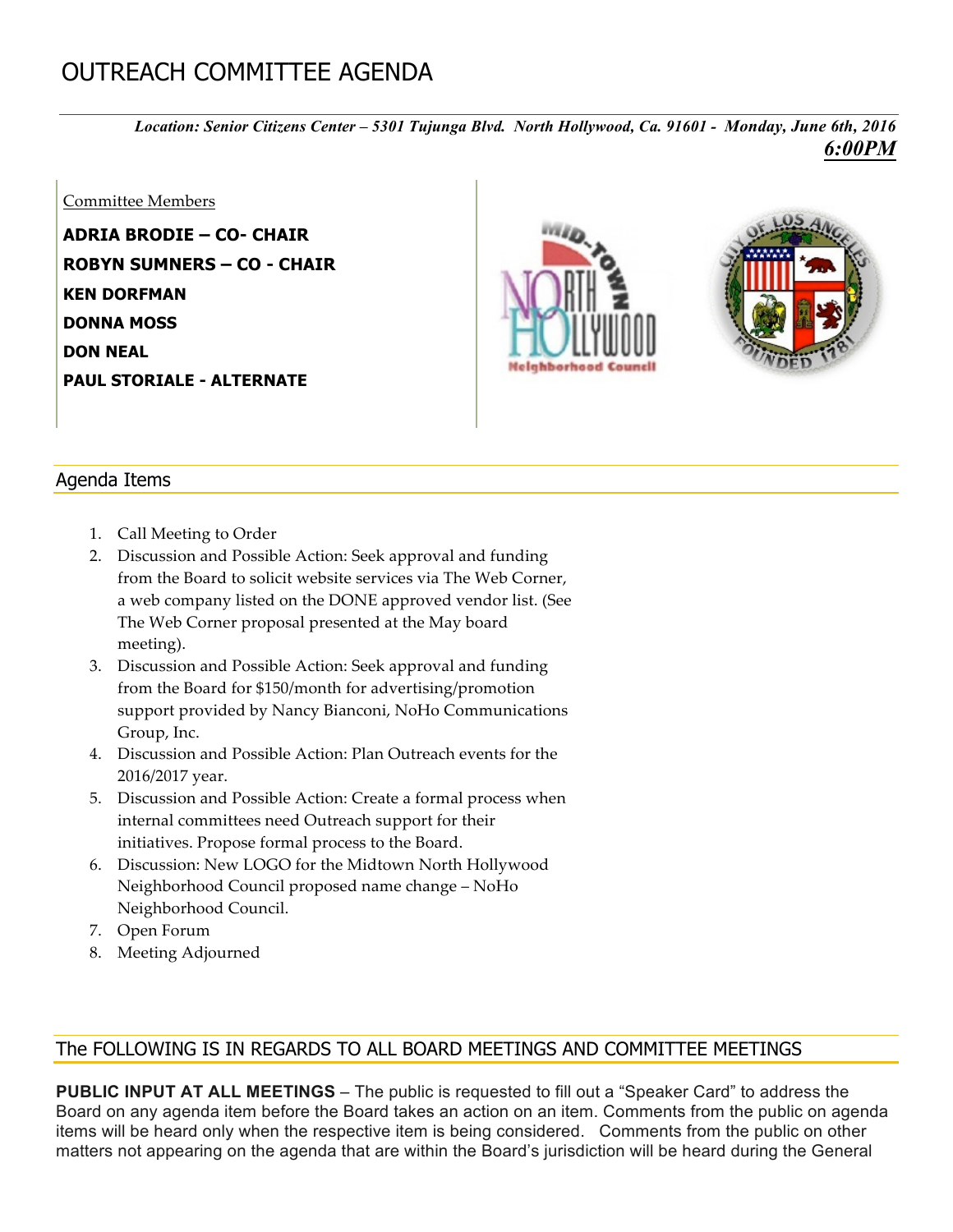# OUTREACH COMMITTEE AGENDA

***Location: Senior Citizens Center – 5301 Tujunga Blvd. North Hollywood, Ca. 91601 - Monday, June 6th, 2016***
***6:00PM***

Committee Members

**ADRIA BRODIE – CO- CHAIR**
**ROBYN SUMNERS – CO - CHAIR**
**KEN DORFMAN**
**DONNA MOSS**
**DON NEAL**
**PAUL STORIALE - ALTERNATE**

## Agenda Items

1. Call Meeting to Order
2. Discussion and Possible Action: Seek approval and funding from the Board to solicit website services via The Web Corner, a web company listed on the DONE approved vendor list. (See The Web Corner proposal presented at the May board meeting).
3. Discussion and Possible Action: Seek approval and funding from the Board for $150/month for advertising/promotion support provided by Nancy Bianconi, NoHo Communications Group, Inc.
4. Discussion and Possible Action: Plan Outreach events for the 2016/2017 year.
5. Discussion and Possible Action: Create a formal process when internal committees need Outreach support for their initiatives. Propose formal process to the Board.
6. Discussion: New LOGO for the Midtown North Hollywood Neighborhood Council proposed name change – NoHo Neighborhood Council.
7. Open Forum
8. Meeting Adjourned

## The FOLLOWING IS IN REGARDS TO ALL BOARD MEETINGS AND COMMITTEE MEETINGS

**PUBLIC INPUT AT ALL MEETINGS** – The public is requested to fill out a "Speaker Card" to address the Board on any agenda item before the Board takes an action on an item. Comments from the public on agenda items will be heard only when the respective item is being considered. Comments from the public on other matters not appearing on the agenda that are within the Board's jurisdiction will be heard during the General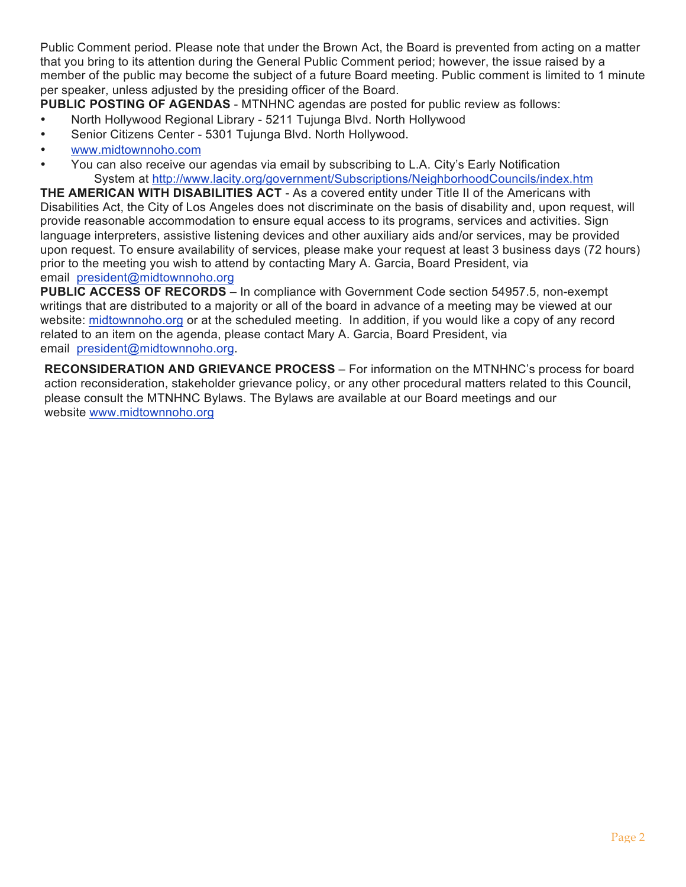Public Comment period. Please note that under the Brown Act, the Board is prevented from acting on a matter that you bring to its attention during the General Public Comment period; however, the issue raised by a member of the public may become the subject of a future Board meeting. Public comment is limited to 1 minute per speaker, unless adjusted by the presiding officer of the Board.

**PUBLIC POSTING OF AGENDAS** - MTNHNC agendas are posted for public review as follows:

- North Hollywood Regional Library - 5211 Tujunga Blvd. North Hollywood
- Senior Citizens Center - 5301 Tujunga Blvd. North Hollywood.
- www.midtownnoho.com
- You can also receive our agendas via email by subscribing to L.A. City's Early Notification System at http://www.lacity.org/government/Subscriptions/NeighborhoodCouncils/index.htm

**THE AMERICAN WITH DISABILITIES ACT** - As a covered entity under Title II of the Americans with Disabilities Act, the City of Los Angeles does not discriminate on the basis of disability and, upon request, will provide reasonable accommodation to ensure equal access to its programs, services and activities. Sign language interpreters, assistive listening devices and other auxiliary aids and/or services, may be provided upon request. To ensure availability of services, please make your request at least 3 business days (72 hours) prior to the meeting you wish to attend by contacting Mary A. Garcia, Board President, via email president@midtownnoho.org

**PUBLIC ACCESS OF RECORDS** – In compliance with Government Code section 54957.5, non-exempt writings that are distributed to a majority or all of the board in advance of a meeting may be viewed at our website: midtownnoho.org or at the scheduled meeting. In addition, if you would like a copy of any record related to an item on the agenda, please contact Mary A. Garcia, Board President, via email president@midtownnoho.org.

**RECONSIDERATION AND GRIEVANCE PROCESS** – For information on the MTNHNC's process for board action reconsideration, stakeholder grievance policy, or any other procedural matters related to this Council, please consult the MTNHNC Bylaws. The Bylaws are available at our Board meetings and our website www.midtownnoho.org